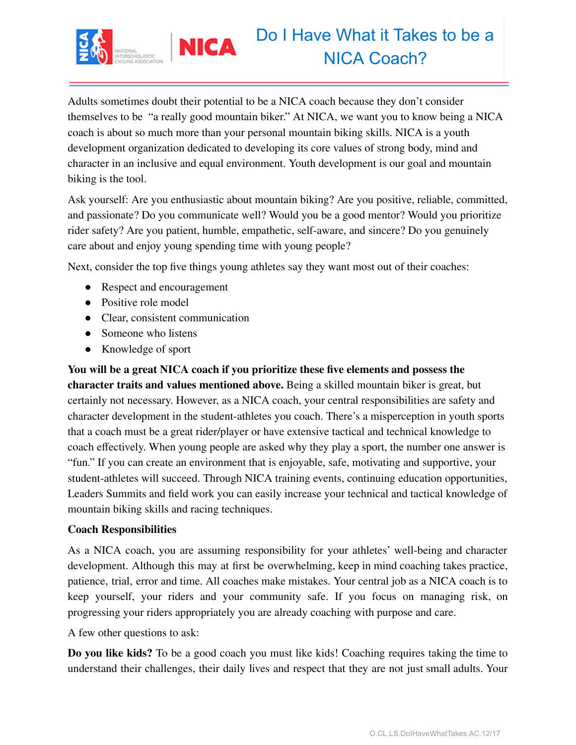# Do I Have What it Takes to be a NICA Coach?

Adults sometimes doubt their potential to be a NICA coach because they don't consider themselves to be "a really good mountain biker." At NICA, we want you to know being a NICA coach is about so much more than your personal mountain biking skills. NICA is a youth development organization dedicated to developing its core values of strong body, mind and character in an inclusive and equal environment. Youth development is our goal and mountain biking is the tool.

Ask yourself: Are you enthusiastic about mountain biking? Are you positive, reliable, committed, and passionate? Do you communicate well? Would you be a good mentor? Would you prioritize rider safety? Are you patient, humble, empathetic, self-aware, and sincere? Do you genuinely care about and enjoy young spending time with young people?

Next, consider the top five things young athletes say they want most out of their coaches:

- Respect and encouragement
- Positive role model
- Clear, consistent communication
- Someone who listens
- Knowledge of sport

**You will be a great NICA coach if you prioritize these five elements and possess the character traits and values mentioned above.** Being a skilled mountain biker is great, but certainly not necessary. However, as a NICA coach, your central responsibilities are safety and character development in the student-athletes you coach. There's a misperception in youth sports that a coach must be a great rider/player or have extensive tactical and technical knowledge to coach effectively. When young people are asked why they play a sport, the number one answer is "fun." If you can create an environment that is enjoyable, safe, motivating and supportive, your student-athletes will succeed. Through NICA training events, continuing education opportunities, Leaders Summits and field work you can easily increase your technical and tactical knowledge of mountain biking skills and racing techniques.

**Coach Responsibilities**

As a NICA coach, you are assuming responsibility for your athletes' well-being and character development. Although this may at first be overwhelming, keep in mind coaching takes practice, patience, trial, error and time. All coaches make mistakes. Your central job as a NICA coach is to keep yourself, your riders and your community safe. If you focus on managing risk, on progressing your riders appropriately you are already coaching with purpose and care.

A few other questions to ask:

**Do you like kids?** To be a good coach you must like kids! Coaching requires taking the time to understand their challenges, their daily lives and respect that they are not just small adults. Your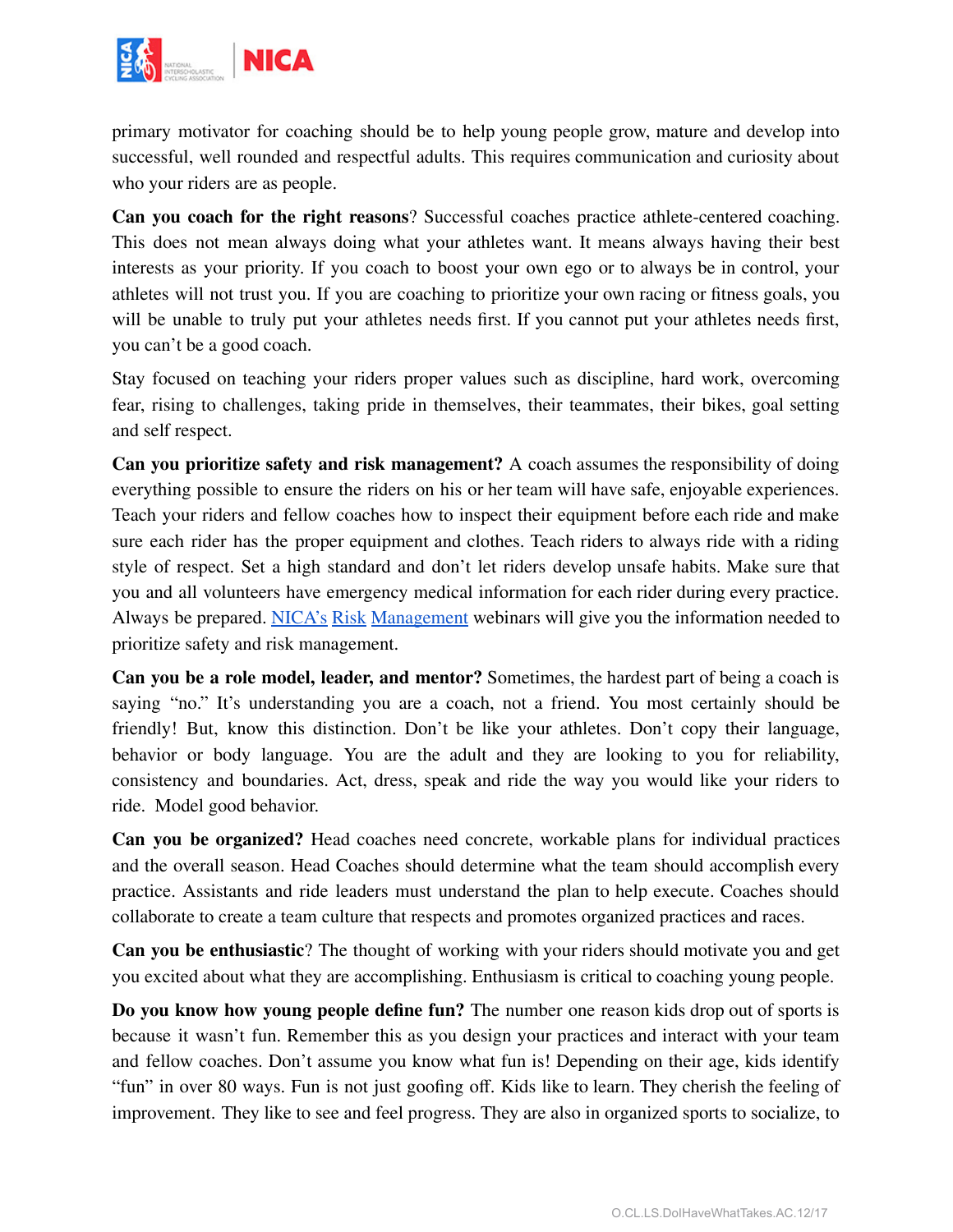primary motivator for coaching should be to help young people grow, mature and develop into successful, well rounded and respectful adults. This requires communication and curiosity about who your riders are as people.

**Can you coach for the right reasons**? Successful coaches practice athlete-centered coaching. This does not mean always doing what your athletes want. It means always having their best interests as your priority. If you coach to boost your own ego or to always be in control, your athletes will not trust you. If you are coaching to prioritize your own racing or fitness goals, you will be unable to truly put your athletes needs first. If you cannot put your athletes needs first, you can't be a good coach.

Stay focused on teaching your riders proper values such as discipline, hard work, overcoming fear, rising to challenges, taking pride in themselves, their teammates, their bikes, goal setting and self respect.

**Can you prioritize safety and risk management?** A coach assumes the responsibility of doing everything possible to ensure the riders on his or her team will have safe, enjoyable experiences. Teach your riders and fellow coaches how to inspect their equipment before each ride and make sure each rider has the proper equipment and clothes. Teach riders to always ride with a riding style of respect. Set a high standard and don't let riders develop unsafe habits. Make sure that you and all volunteers have emergency medical information for each rider during every practice. Always be prepared. NICA's Risk Management webinars will give you the information needed to prioritize safety and risk management.

**Can you be a role model, leader, and mentor?** Sometimes, the hardest part of being a coach is saying "no." It's understanding you are a coach, not a friend. You most certainly should be friendly! But, know this distinction. Don't be like your athletes. Don't copy their language, behavior or body language. You are the adult and they are looking to you for reliability, consistency and boundaries. Act, dress, speak and ride the way you would like your riders to ride. Model good behavior.

**Can you be organized?** Head coaches need concrete, workable plans for individual practices and the overall season. Head Coaches should determine what the team should accomplish every practice. Assistants and ride leaders must understand the plan to help execute. Coaches should collaborate to create a team culture that respects and promotes organized practices and races.

**Can you be enthusiastic**? The thought of working with your riders should motivate you and get you excited about what they are accomplishing. Enthusiasm is critical to coaching young people.

**Do you know how young people define fun?** The number one reason kids drop out of sports is because it wasn't fun. Remember this as you design your practices and interact with your team and fellow coaches. Don't assume you know what fun is! Depending on their age, kids identify "fun" in over 80 ways. Fun is not just goofing off. Kids like to learn. They cherish the feeling of improvement. They like to see and feel progress. They are also in organized sports to socialize, to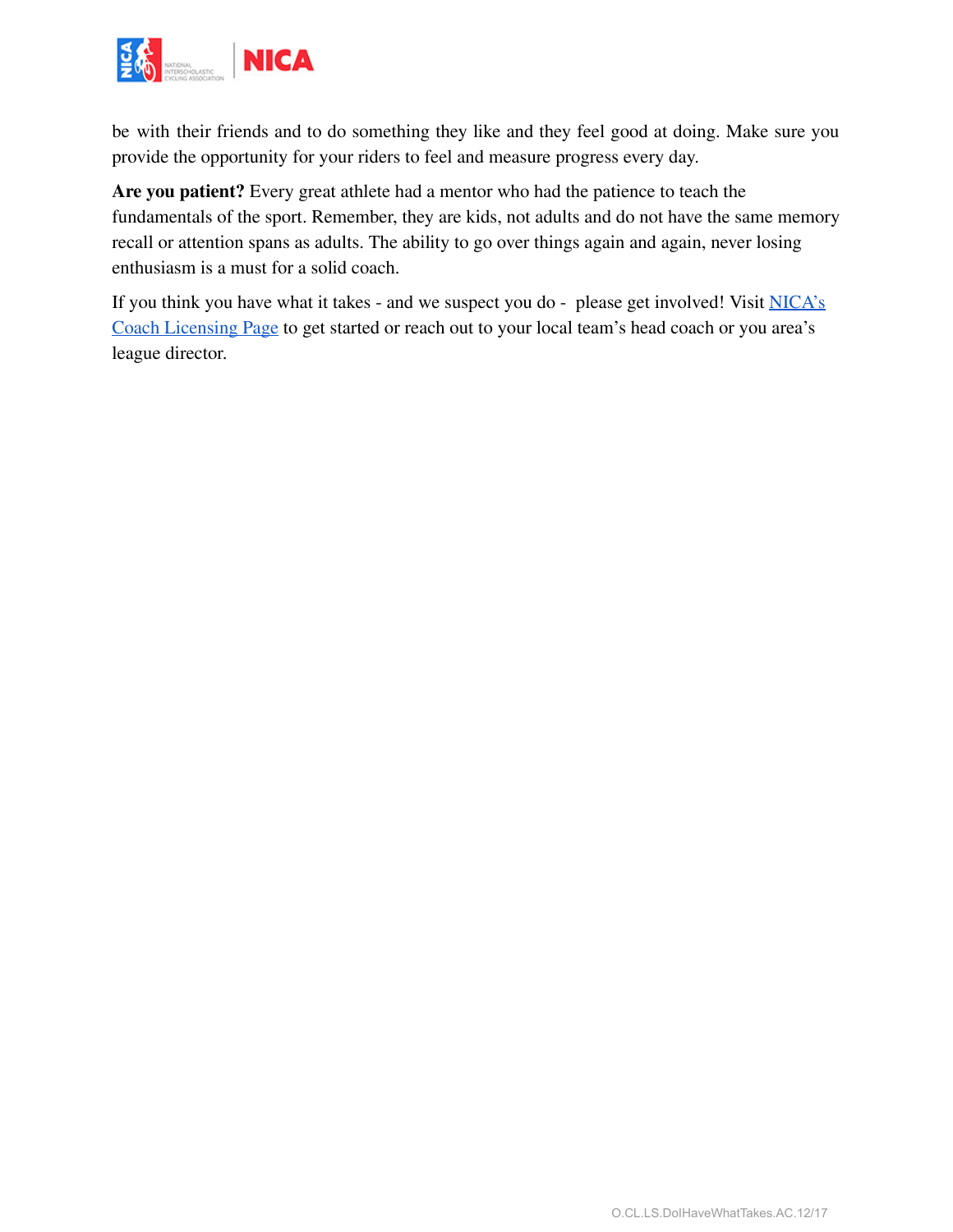be with their friends and to do something they like and they feel good at doing. Make sure you provide the opportunity for your riders to feel and measure progress every day.

**Are you patient?** Every great athlete had a mentor who had the patience to teach the fundamentals of the sport. Remember, they are kids, not adults and do not have the same memory recall or attention spans as adults. The ability to go over things again and again, never losing enthusiasm is a must for a solid coach.

If you think you have what it takes - and we suspect you do - please get involved! Visit NICA's Coach Licensing Page to get started or reach out to your local team's head coach or you area's league director.